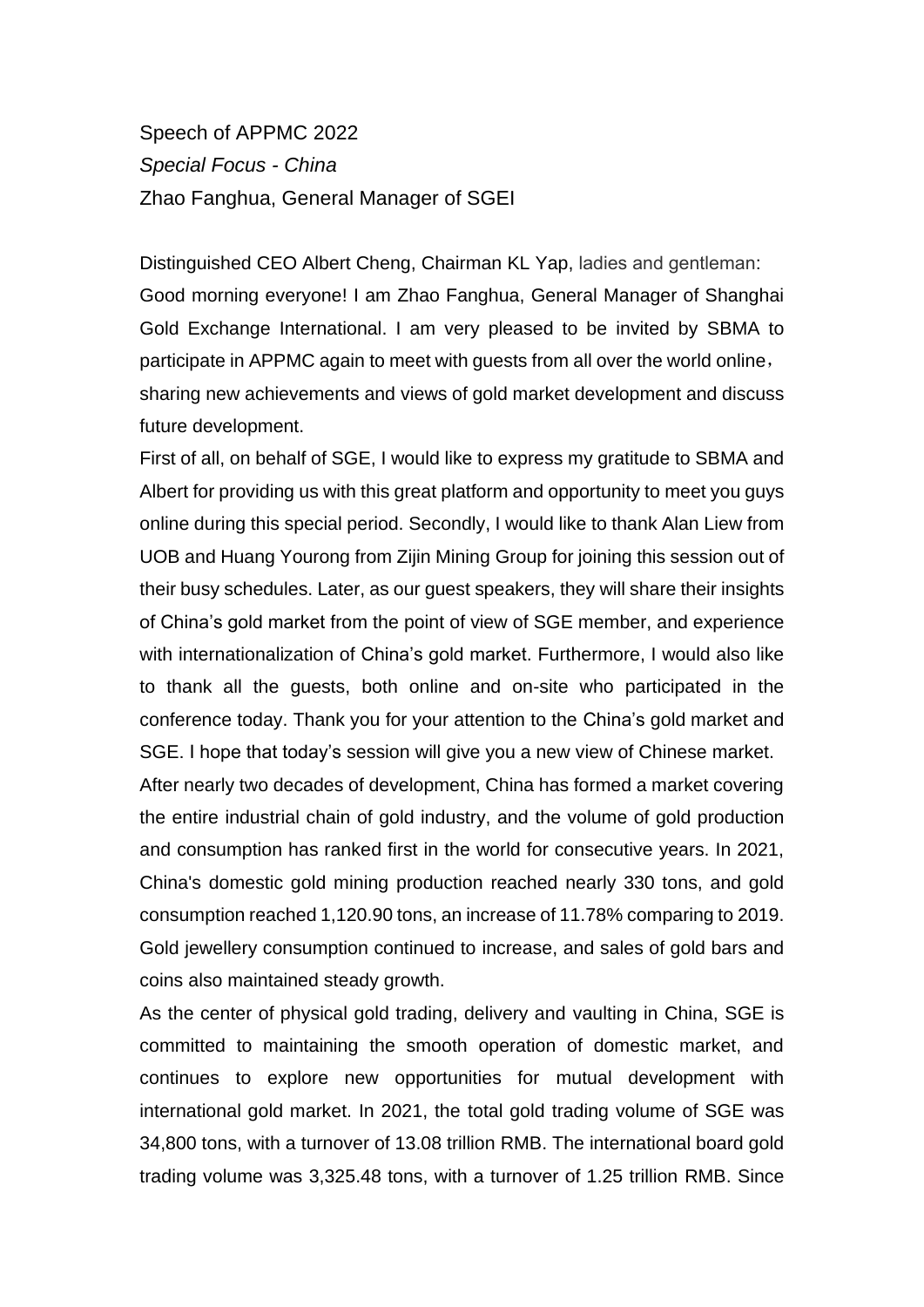Speech of APPMC 2022

*Special Focus - China*

Zhao Fanghua, General Manager of SGEI

Distinguished CEO Albert Cheng, Chairman KL Yap, ladies and gentleman:

Good morning everyone! I am Zhao Fanghua, General Manager of Shanghai Gold Exchange International. I am very pleased to be invited by SBMA to participate in APPMC again to meet with guests from all over the world online, sharing new achievements and views of gold market development and discuss future development.

First of all, on behalf of SGE, I would like to express my gratitude to SBMA and Albert for providing us with this great platform and opportunity to meet you guys online during this special period. Secondly, I would like to thank Alan Liew from UOB and Huang Yourong from Zijin Mining Group for joining this session out of their busy schedules. Later, as our guest speakers, they will share their insights of China's gold market from the point of view of SGE member, and experience with internationalization of China's gold market. Furthermore, I would also like to thank all the guests, both online and on-site who participated in the conference today. Thank you for your attention to the China's gold market and SGE. I hope that today's session will give you a new view of Chinese market.

After nearly two decades of development, China has formed a market covering the entire industrial chain of gold industry, and the volume of gold production and consumption has ranked first in the world for consecutive years. In 2021, China's domestic gold mining production reached nearly 330 tons, and gold consumption reached 1,120.90 tons, an increase of 11.78% comparing to 2019. Gold jewellery consumption continued to increase, and sales of gold bars and coins also maintained steady growth.

As the center of physical gold trading, delivery and vaulting in China, SGE is committed to maintaining the smooth operation of domestic market, and continues to explore new opportunities for mutual development with international gold market. In 2021, the total gold trading volume of SGE was 34,800 tons, with a turnover of 13.08 trillion RMB. The international board gold trading volume was 3,325.48 tons, with a turnover of 1.25 trillion RMB. Since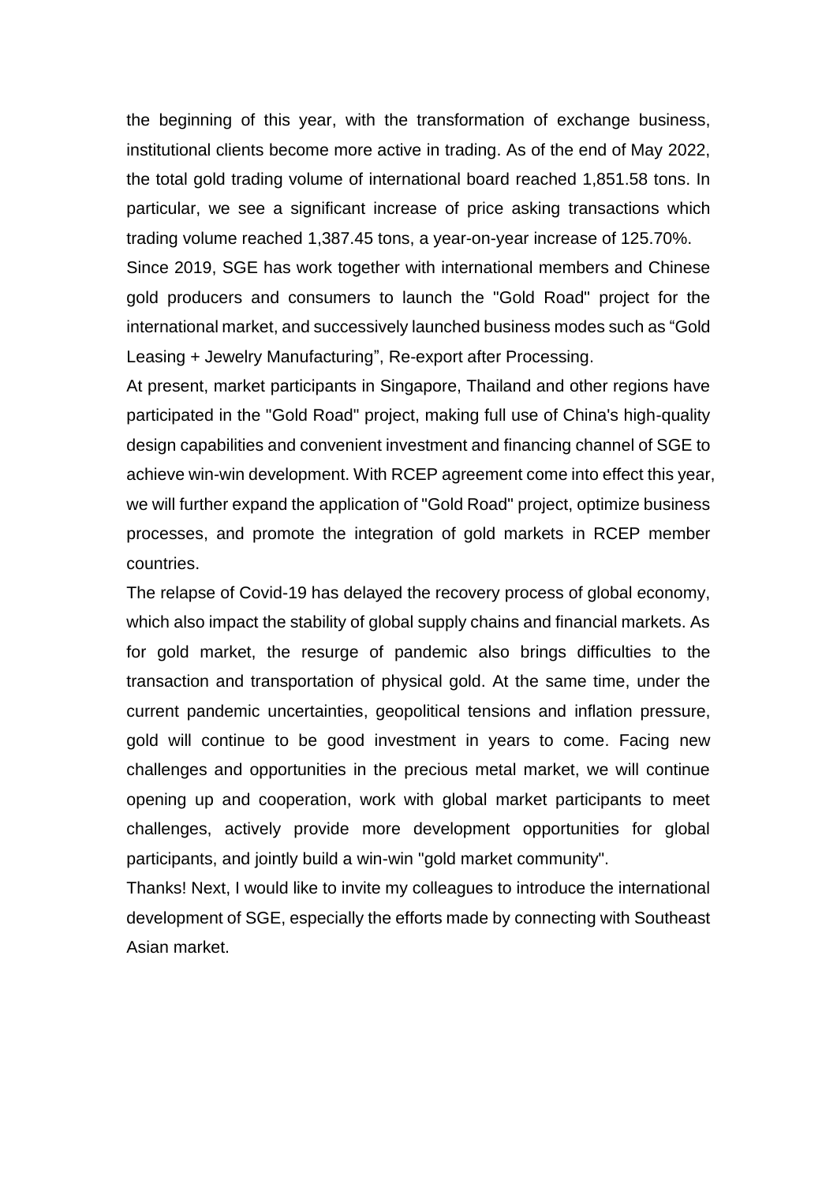the beginning of this year, with the transformation of exchange business, institutional clients become more active in trading. As of the end of May 2022, the total gold trading volume of international board reached 1,851.58 tons. In particular, we see a significant increase of price asking transactions which trading volume reached 1,387.45 tons, a year-on-year increase of 125.70%.

Since 2019, SGE has work together with international members and Chinese gold producers and consumers to launch the "Gold Road" project for the international market, and successively launched business modes such as “Gold Leasing + Jewelry Manufacturing”, Re-export after Processing.

At present, market participants in Singapore, Thailand and other regions have participated in the "Gold Road" project, making full use of China's high-quality design capabilities and convenient investment and financing channel of SGE to achieve win-win development. With RCEP agreement come into effect this year, we will further expand the application of "Gold Road" project, optimize business processes, and promote the integration of gold markets in RCEP member countries.

The relapse of Covid-19 has delayed the recovery process of global economy, which also impact the stability of global supply chains and financial markets. As for gold market, the resurge of pandemic also brings difficulties to the transaction and transportation of physical gold. At the same time, under the current pandemic uncertainties, geopolitical tensions and inflation pressure, gold will continue to be good investment in years to come. Facing new challenges and opportunities in the precious metal market, we will continue opening up and cooperation, work with global market participants to meet challenges, actively provide more development opportunities for global participants, and jointly build a win-win "gold market community".

Thanks! Next, I would like to invite my colleagues to introduce the international development of SGE, especially the efforts made by connecting with Southeast Asian market.